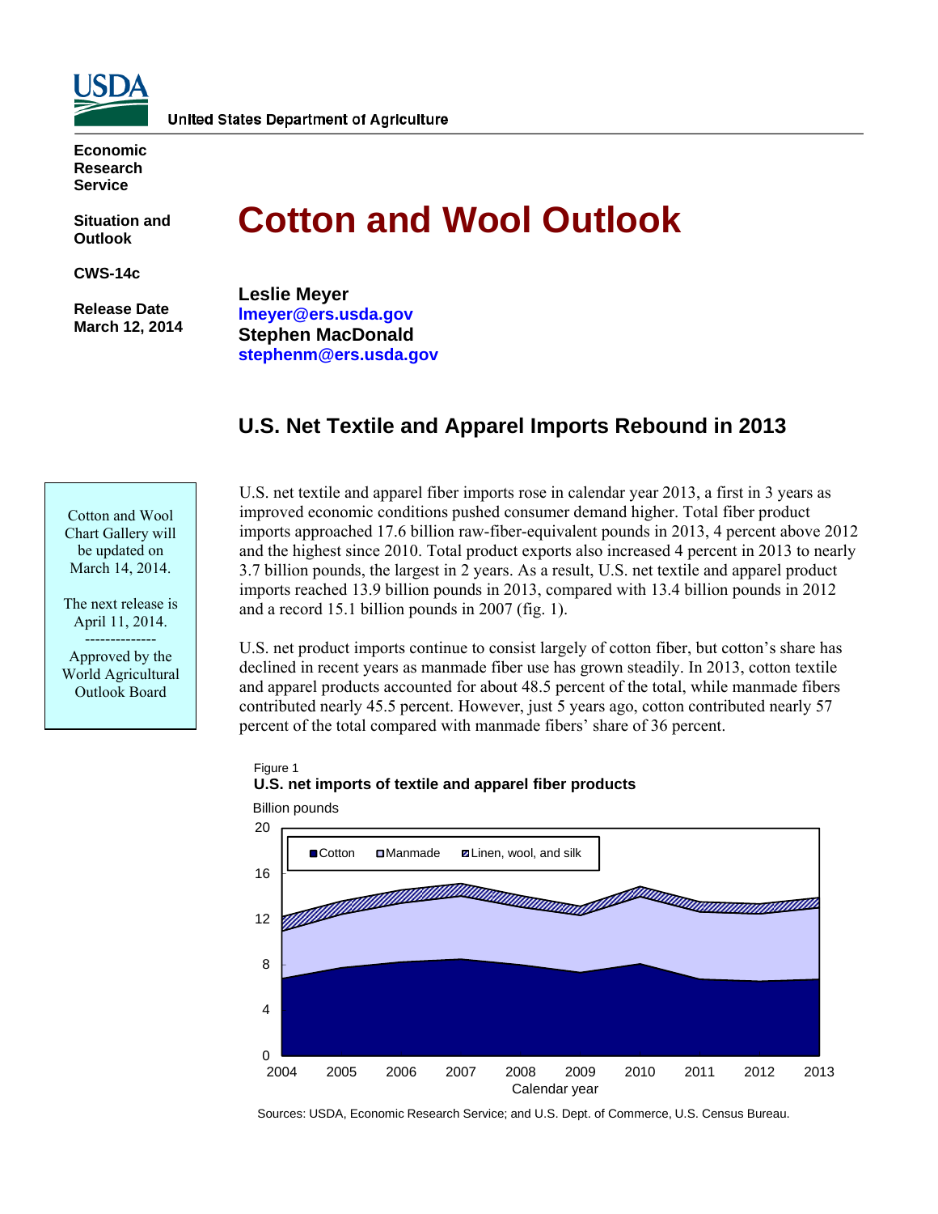United States Department of Agriculture

**Economic Research Service**

**Situation and Outlook**

**CWS-14c**

**Release Date March 12, 2014**

# Cotton and Wool Outlook

**Leslie Meyer**
**lmeyer@ers.usda.gov**
**Stephen MacDonald**
**stephenm@ers.usda.gov**

Cotton and Wool Chart Gallery will be updated on March 14, 2014.

The next release is April 11, 2014.

--------------

Approved by the World Agricultural Outlook Board

## U.S. Net Textile and Apparel Imports Rebound in 2013

U.S. net textile and apparel fiber imports rose in calendar year 2013, a first in 3 years as improved economic conditions pushed consumer demand higher. Total fiber product imports approached 17.6 billion raw-fiber-equivalent pounds in 2013, 4 percent above 2012 and the highest since 2010. Total product exports also increased 4 percent in 2013 to nearly 3.7 billion pounds, the largest in 2 years. As a result, U.S. net textile and apparel product imports reached 13.9 billion pounds in 2013, compared with 13.4 billion pounds in 2012 and a record 15.1 billion pounds in 2007 (fig. 1).

U.S. net product imports continue to consist largely of cotton fiber, but cotton's share has declined in recent years as manmade fiber use has grown steadily. In 2013, cotton textile and apparel products accounted for about 48.5 percent of the total, while manmade fibers contributed nearly 45.5 percent. However, just 5 years ago, cotton contributed nearly 57 percent of the total compared with manmade fibers' share of 36 percent.

Figure 1
**U.S. net imports of textile and apparel fiber products**

Sources: USDA, Economic Research Service; and U.S. Dept. of Commerce, U.S. Census Bureau.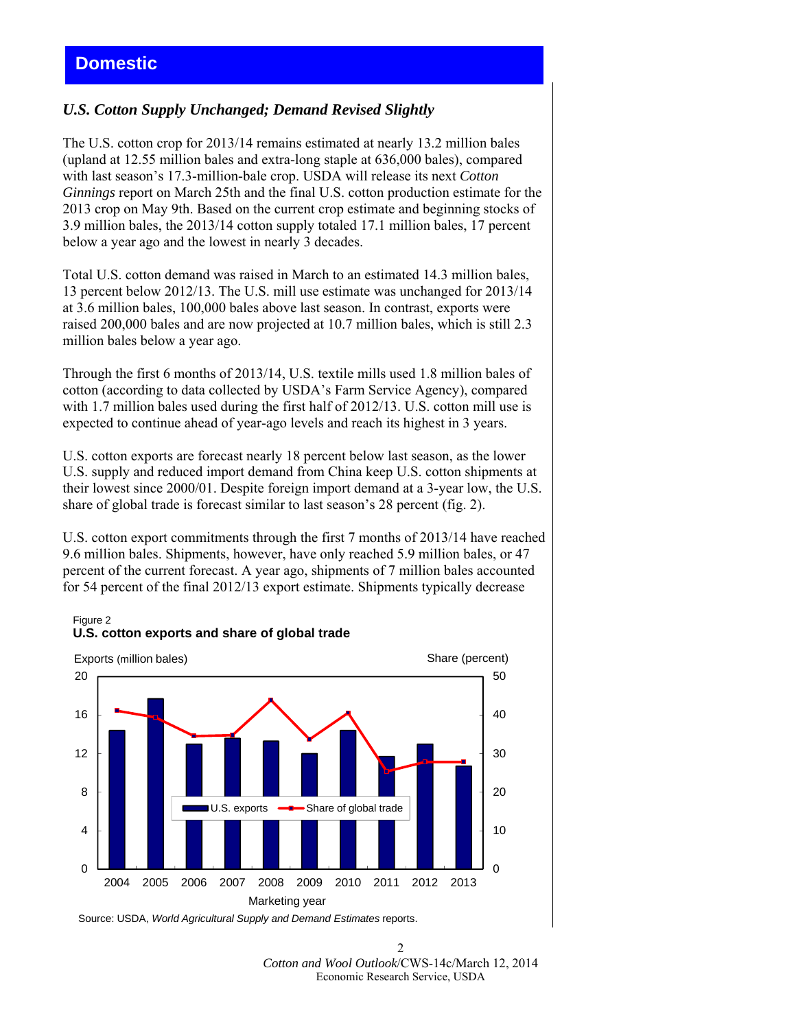# Domestic

## *U.S. Cotton Supply Unchanged; Demand Revised Slightly*

The U.S. cotton crop for 2013/14 remains estimated at nearly 13.2 million bales (upland at 12.55 million bales and extra-long staple at 636,000 bales), compared with last season's 17.3-million-bale crop. USDA will release its next *Cotton Ginnings* report on March 25th and the final U.S. cotton production estimate for the 2013 crop on May 9th. Based on the current crop estimate and beginning stocks of 3.9 million bales, the 2013/14 cotton supply totaled 17.1 million bales, 17 percent below a year ago and the lowest in nearly 3 decades.

Total U.S. cotton demand was raised in March to an estimated 14.3 million bales, 13 percent below 2012/13. The U.S. mill use estimate was unchanged for 2013/14 at 3.6 million bales, 100,000 bales above last season. In contrast, exports were raised 200,000 bales and are now projected at 10.7 million bales, which is still 2.3 million bales below a year ago.

Through the first 6 months of 2013/14, U.S. textile mills used 1.8 million bales of cotton (according to data collected by USDA's Farm Service Agency), compared with 1.7 million bales used during the first half of 2012/13. U.S. cotton mill use is expected to continue ahead of year-ago levels and reach its highest in 3 years.

U.S. cotton exports are forecast nearly 18 percent below last season, as the lower U.S. supply and reduced import demand from China keep U.S. cotton shipments at their lowest since 2000/01. Despite foreign import demand at a 3-year low, the U.S. share of global trade is forecast similar to last season's 28 percent (fig. 2).

U.S. cotton export commitments through the first 7 months of 2013/14 have reached 9.6 million bales. Shipments, however, have only reached 5.9 million bales, or 47 percent of the current forecast. A year ago, shipments of 7 million bales accounted for 54 percent of the final 2012/13 export estimate. Shipments typically decrease

Figure 2
**U.S. cotton exports and share of global trade**

Source: USDA, *World Agricultural Supply and Demand Estimates* reports.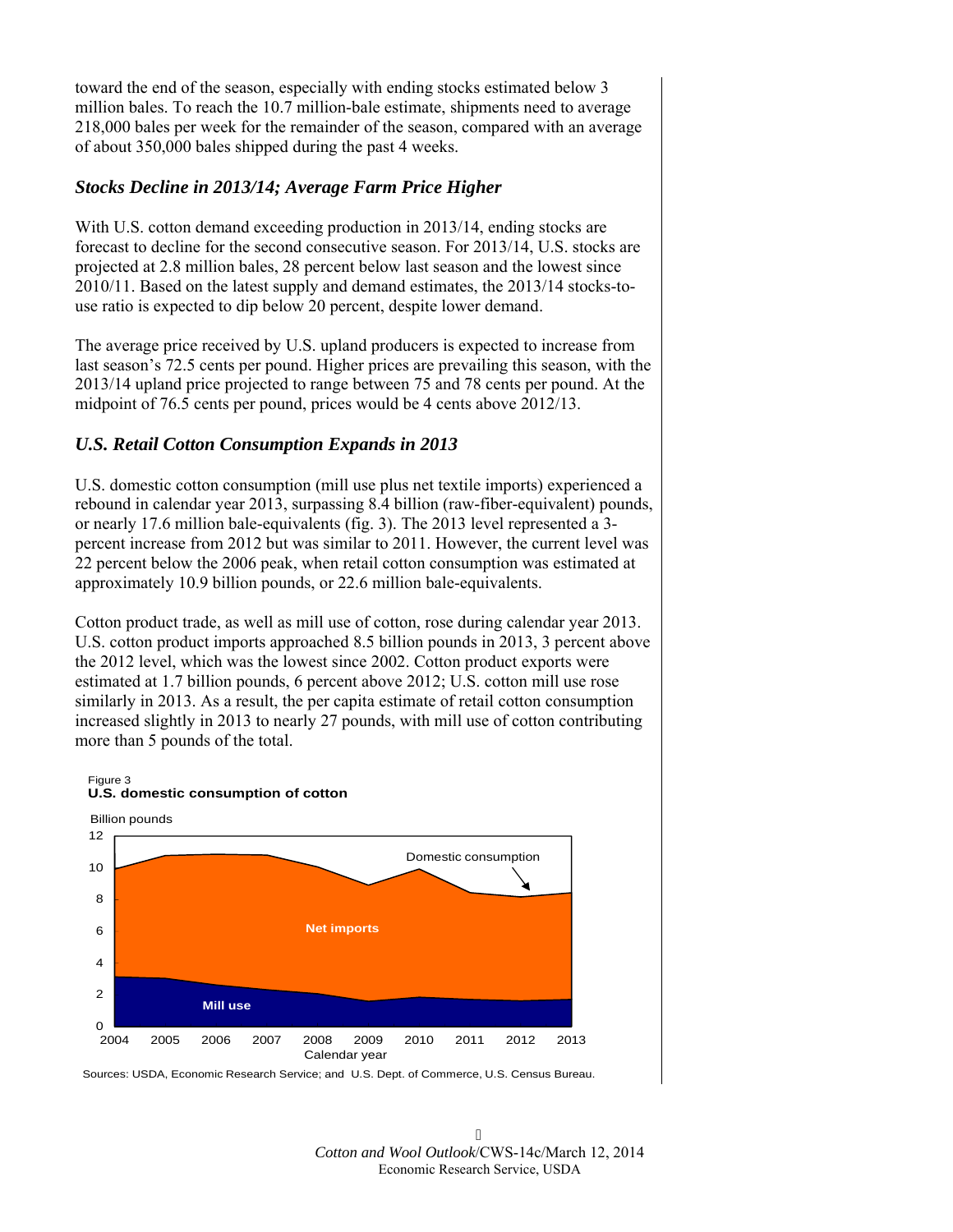toward the end of the season, especially with ending stocks estimated below 3 million bales. To reach the 10.7 million-bale estimate, shipments need to average 218,000 bales per week for the remainder of the season, compared with an average of about 350,000 bales shipped during the past 4 weeks.

### *Stocks Decline in 2013/14; Average Farm Price Higher*

With U.S. cotton demand exceeding production in 2013/14, ending stocks are forecast to decline for the second consecutive season. For 2013/14, U.S. stocks are projected at 2.8 million bales, 28 percent below last season and the lowest since 2010/11. Based on the latest supply and demand estimates, the 2013/14 stocks-to-use ratio is expected to dip below 20 percent, despite lower demand.

The average price received by U.S. upland producers is expected to increase from last season's 72.5 cents per pound. Higher prices are prevailing this season, with the 2013/14 upland price projected to range between 75 and 78 cents per pound. At the midpoint of 76.5 cents per pound, prices would be 4 cents above 2012/13.

### *U.S. Retail Cotton Consumption Expands in 2013*

U.S. domestic cotton consumption (mill use plus net textile imports) experienced a rebound in calendar year 2013, surpassing 8.4 billion (raw-fiber-equivalent) pounds, or nearly 17.6 million bale-equivalents (fig. 3). The 2013 level represented a 3-percent increase from 2012 but was similar to 2011. However, the current level was 22 percent below the 2006 peak, when retail cotton consumption was estimated at approximately 10.9 billion pounds, or 22.6 million bale-equivalents.

Cotton product trade, as well as mill use of cotton, rose during calendar year 2013. U.S. cotton product imports approached 8.5 billion pounds in 2013, 3 percent above the 2012 level, which was the lowest since 2002. Cotton product exports were estimated at 1.7 billion pounds, 6 percent above 2012; U.S. cotton mill use rose similarly in 2013. As a result, the per capita estimate of retail cotton consumption increased slightly in 2013 to nearly 27 pounds, with mill use of cotton contributing more than 5 pounds of the total.

Figure 3
**U.S. domestic consumption of cotton**

Sources: USDA, Economic Research Service; and U.S. Dept. of Commerce, U.S. Census Bureau.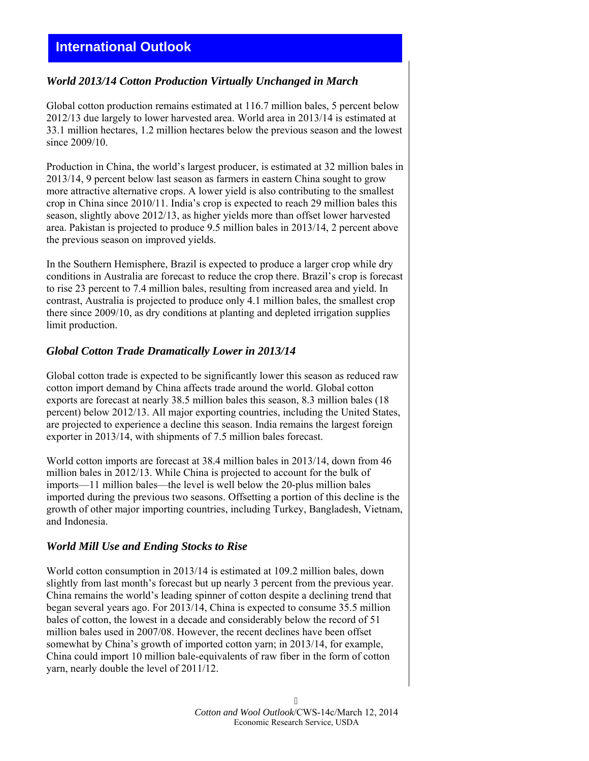## International Outlook

### *World 2013/14 Cotton Production Virtually Unchanged in March*

Global cotton production remains estimated at 116.7 million bales, 5 percent below 2012/13 due largely to lower harvested area. World area in 2013/14 is estimated at 33.1 million hectares, 1.2 million hectares below the previous season and the lowest since 2009/10.

Production in China, the world's largest producer, is estimated at 32 million bales in 2013/14, 9 percent below last season as farmers in eastern China sought to grow more attractive alternative crops. A lower yield is also contributing to the smallest crop in China since 2010/11. India's crop is expected to reach 29 million bales this season, slightly above 2012/13, as higher yields more than offset lower harvested area. Pakistan is projected to produce 9.5 million bales in 2013/14, 2 percent above the previous season on improved yields.

In the Southern Hemisphere, Brazil is expected to produce a larger crop while dry conditions in Australia are forecast to reduce the crop there. Brazil's crop is forecast to rise 23 percent to 7.4 million bales, resulting from increased area and yield. In contrast, Australia is projected to produce only 4.1 million bales, the smallest crop there since 2009/10, as dry conditions at planting and depleted irrigation supplies limit production.

### *Global Cotton Trade Dramatically Lower in 2013/14*

Global cotton trade is expected to be significantly lower this season as reduced raw cotton import demand by China affects trade around the world. Global cotton exports are forecast at nearly 38.5 million bales this season, 8.3 million bales (18 percent) below 2012/13. All major exporting countries, including the United States, are projected to experience a decline this season. India remains the largest foreign exporter in 2013/14, with shipments of 7.5 million bales forecast.

World cotton imports are forecast at 38.4 million bales in 2013/14, down from 46 million bales in 2012/13. While China is projected to account for the bulk of imports—11 million bales—the level is well below the 20-plus million bales imported during the previous two seasons. Offsetting a portion of this decline is the growth of other major importing countries, including Turkey, Bangladesh, Vietnam, and Indonesia.

### *World Mill Use and Ending Stocks to Rise*

World cotton consumption in 2013/14 is estimated at 109.2 million bales, down slightly from last month's forecast but up nearly 3 percent from the previous year. China remains the world's leading spinner of cotton despite a declining trend that began several years ago. For 2013/14, China is expected to consume 35.5 million bales of cotton, the lowest in a decade and considerably below the record of 51 million bales used in 2007/08. However, the recent declines have been offset somewhat by China's growth of imported cotton yarn; in 2013/14, for example, China could import 10 million bale-equivalents of raw fiber in the form of cotton yarn, nearly double the level of 2011/12.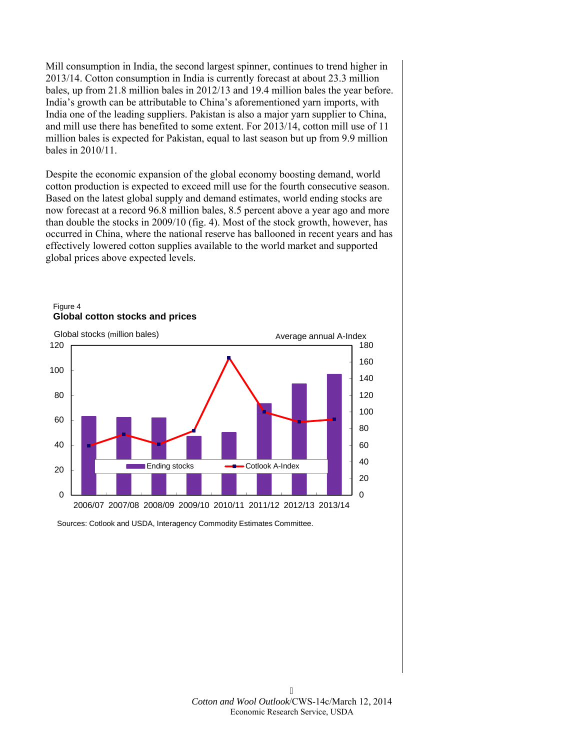Mill consumption in India, the second largest spinner, continues to trend higher in 2013/14. Cotton consumption in India is currently forecast at about 23.3 million bales, up from 21.8 million bales in 2012/13 and 19.4 million bales the year before. India's growth can be attributable to China's aforementioned yarn imports, with India one of the leading suppliers. Pakistan is also a major yarn supplier to China, and mill use there has benefited to some extent. For 2013/14, cotton mill use of 11 million bales is expected for Pakistan, equal to last season but up from 9.9 million bales in 2010/11.

Despite the economic expansion of the global economy boosting demand, world cotton production is expected to exceed mill use for the fourth consecutive season. Based on the latest global supply and demand estimates, world ending stocks are now forecast at a record 96.8 million bales, 8.5 percent above a year ago and more than double the stocks in 2009/10 (fig. 4). Most of the stock growth, however, has occurred in China, where the national reserve has ballooned in recent years and has effectively lowered cotton supplies available to the world market and supported global prices above expected levels.

Figure 4

**Global cotton stocks and prices**

Global stocks (million bales) | Average annual A-Index

Ending stocks | Cotlook A-Index

2006/07 2007/08 2008/09 2009/10 2010/11 2011/12 2012/13 2013/14

Sources: Cotlook and USDA, Interagency Commodity Estimates Committee.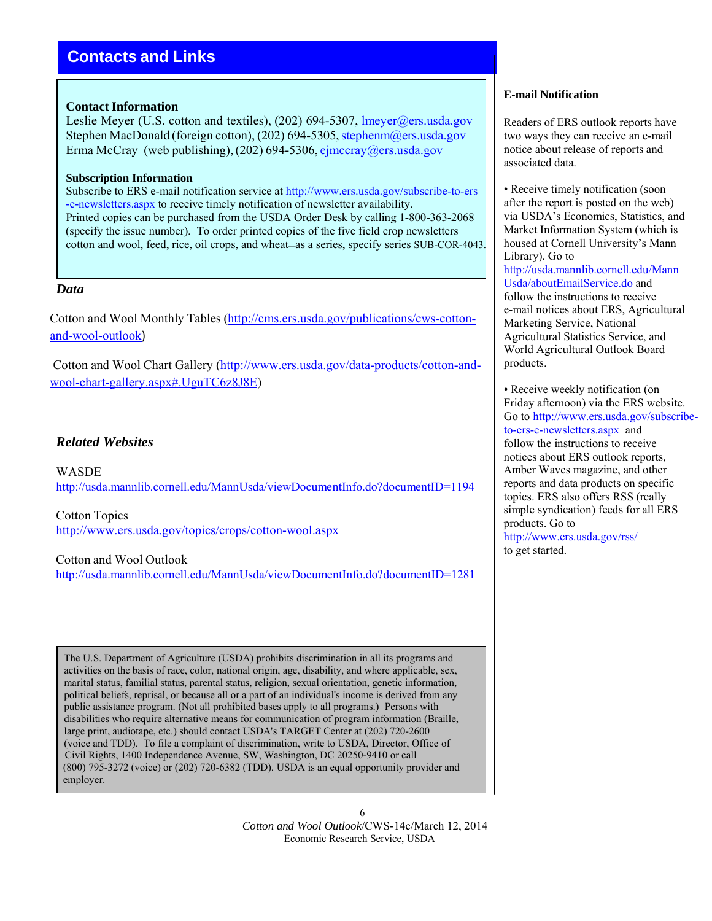## Contacts and Links

**Contact Information**

Leslie Meyer (U.S. cotton and textiles), (202) 694-5307, lmeyer@ers.usda.gov
Stephen MacDonald (foreign cotton), (202) 694-5305, stephenm@ers.usda.gov
Erma McCray (web publishing), (202) 694-5306, ejmccray@ers.usda.gov

**Subscription Information**

Subscribe to ERS e-mail notification service at http://www.ers.usda.gov/subscribe-to-ers-e-newsletters.aspx to receive timely notification of newsletter availability.
Printed copies can be purchased from the USDA Order Desk by calling 1-800-363-2068 (specify the issue number). To order printed copies of the five field crop newsletters—cotton and wool, feed, rice, oil crops, and wheat—as a series, specify series SUB-COR-4043.

### *Data*

Cotton and Wool Monthly Tables (http://cms.ers.usda.gov/publications/cws-cotton-and-wool-outlook)

Cotton and Wool Chart Gallery (http://www.ers.usda.gov/data-products/cotton-and-wool-chart-gallery.aspx#.UguTC6z8J8E)

### *Related Websites*

WASDE
http://usda.mannlib.cornell.edu/MannUsda/viewDocumentInfo.do?documentID=1194

Cotton Topics
http://www.ers.usda.gov/topics/crops/cotton-wool.aspx

Cotton and Wool Outlook
http://usda.mannlib.cornell.edu/MannUsda/viewDocumentInfo.do?documentID=1281

The U.S. Department of Agriculture (USDA) prohibits discrimination in all its programs and activities on the basis of race, color, national origin, age, disability, and where applicable, sex, marital status, familial status, parental status, religion, sexual orientation, genetic information, political beliefs, reprisal, or because all or a part of an individual's income is derived from any public assistance program. (Not all prohibited bases apply to all programs.) Persons with disabilities who require alternative means for communication of program information (Braille, large print, audiotape, etc.) should contact USDA's TARGET Center at (202) 720-2600 (voice and TDD). To file a complaint of discrimination, write to USDA, Director, Office of Civil Rights, 1400 Independence Avenue, SW, Washington, DC 20250-9410 or call (800) 795-3272 (voice) or (202) 720-6382 (TDD). USDA is an equal opportunity provider and employer.

**E-mail Notification**

Readers of ERS outlook reports have two ways they can receive an e-mail notice about release of reports and associated data.

- Receive timely notification (soon after the report is posted on the web) via USDA's Economics, Statistics, and Market Information System (which is housed at Cornell University's Mann Library). Go to http://usda.mannlib.cornell.edu/MannUsda/aboutEmailService.do and follow the instructions to receive e-mail notices about ERS, Agricultural Marketing Service, National Agricultural Statistics Service, and World Agricultural Outlook Board products.

- Receive weekly notification (on Friday afternoon) via the ERS website. Go to http://www.ers.usda.gov/subscribe-to-ers-e-newsletters.aspx and follow the instructions to receive notices about ERS outlook reports, Amber Waves magazine, and other reports and data products on specific topics. ERS also offers RSS (really simple syndication) feeds for all ERS products. Go to http://www.ers.usda.gov/rss/ to get started.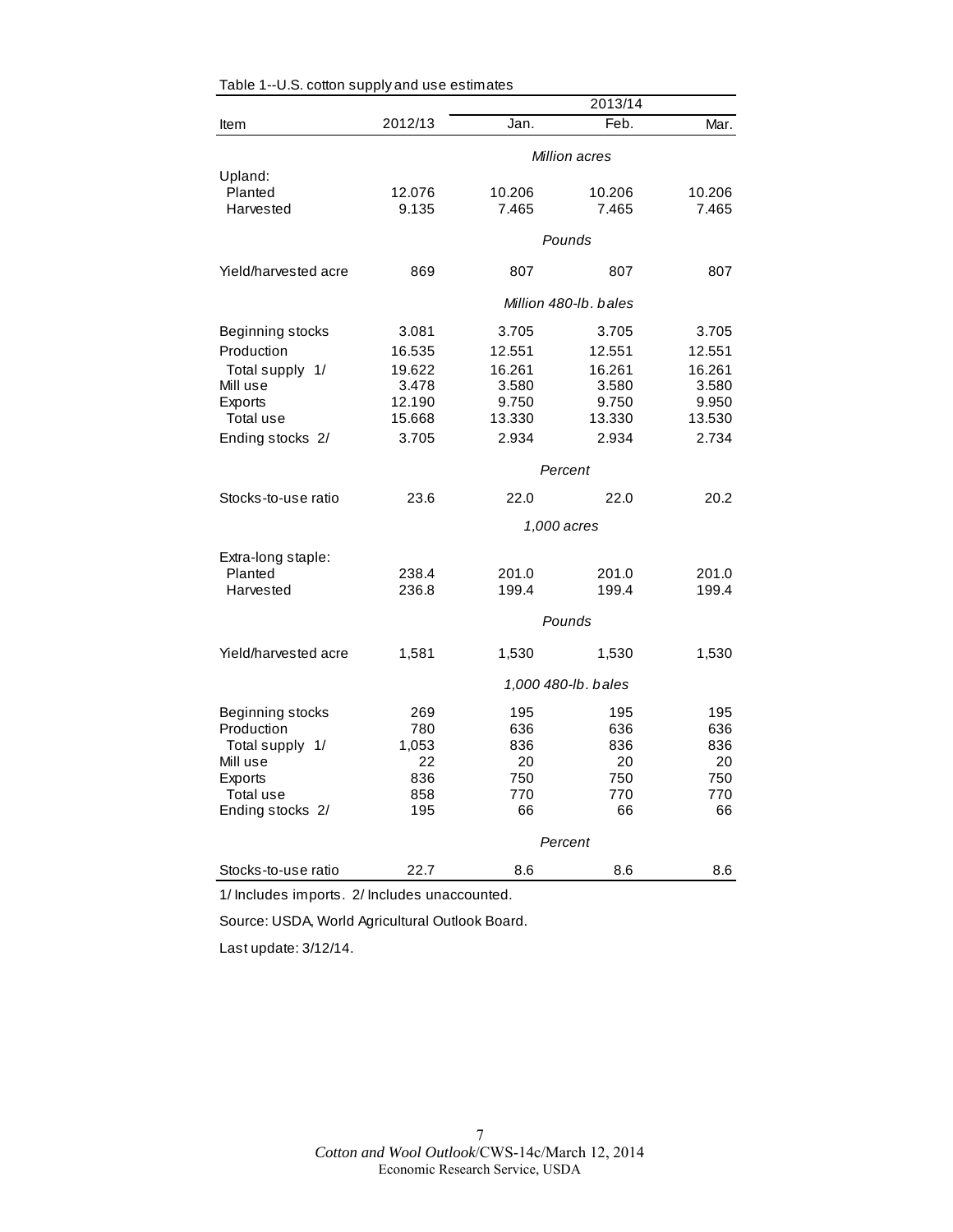Table 1--U.S. cotton supply and use estimates

| Item | 2012/13 | 2013/14 Jan. | 2013/14 Feb. | 2013/14 Mar. |
|---|---|---|---|---|
| | | *Million acres* | | |
| Upland: | | | | |
| Planted | 12.076 | 10.206 | 10.206 | 10.206 |
| Harvested | 9.135 | 7.465 | 7.465 | 7.465 |
| | | *Pounds* | | |
| Yield/harvested acre | 869 | 807 | 807 | 807 |
| | | *Million 480-lb. bales* | | |
| Beginning stocks | 3.081 | 3.705 | 3.705 | 3.705 |
| Production | 16.535 | 12.551 | 12.551 | 12.551 |
| Total supply 1/ | 19.622 | 16.261 | 16.261 | 16.261 |
| Mill use | 3.478 | 3.580 | 3.580 | 3.580 |
| Exports | 12.190 | 9.750 | 9.750 | 9.950 |
| Total use | 15.668 | 13.330 | 13.330 | 13.530 |
| Ending stocks 2/ | 3.705 | 2.934 | 2.934 | 2.734 |
| | | *Percent* | | |
| Stocks-to-use ratio | 23.6 | 22.0 | 22.0 | 20.2 |
| | | *1,000 acres* | | |
| Extra-long staple: | | | | |
| Planted | 238.4 | 201.0 | 201.0 | 201.0 |
| Harvested | 236.8 | 199.4 | 199.4 | 199.4 |
| | | *Pounds* | | |
| Yield/harvested acre | 1,581 | 1,530 | 1,530 | 1,530 |
| | | *1,000 480-lb. bales* | | |
| Beginning stocks | 269 | 195 | 195 | 195 |
| Production | 780 | 636 | 636 | 636 |
| Total supply 1/ | 1,053 | 836 | 836 | 836 |
| Mill use | 22 | 20 | 20 | 20 |
| Exports | 836 | 750 | 750 | 750 |
| Total use | 858 | 770 | 770 | 770 |
| Ending stocks 2/ | 195 | 66 | 66 | 66 |
| | | *Percent* | | |
| Stocks-to-use ratio | 22.7 | 8.6 | 8.6 | 8.6 |

1/ Includes imports. 2/ Includes unaccounted.

Source: USDA, World Agricultural Outlook Board.

Last update: 3/12/14.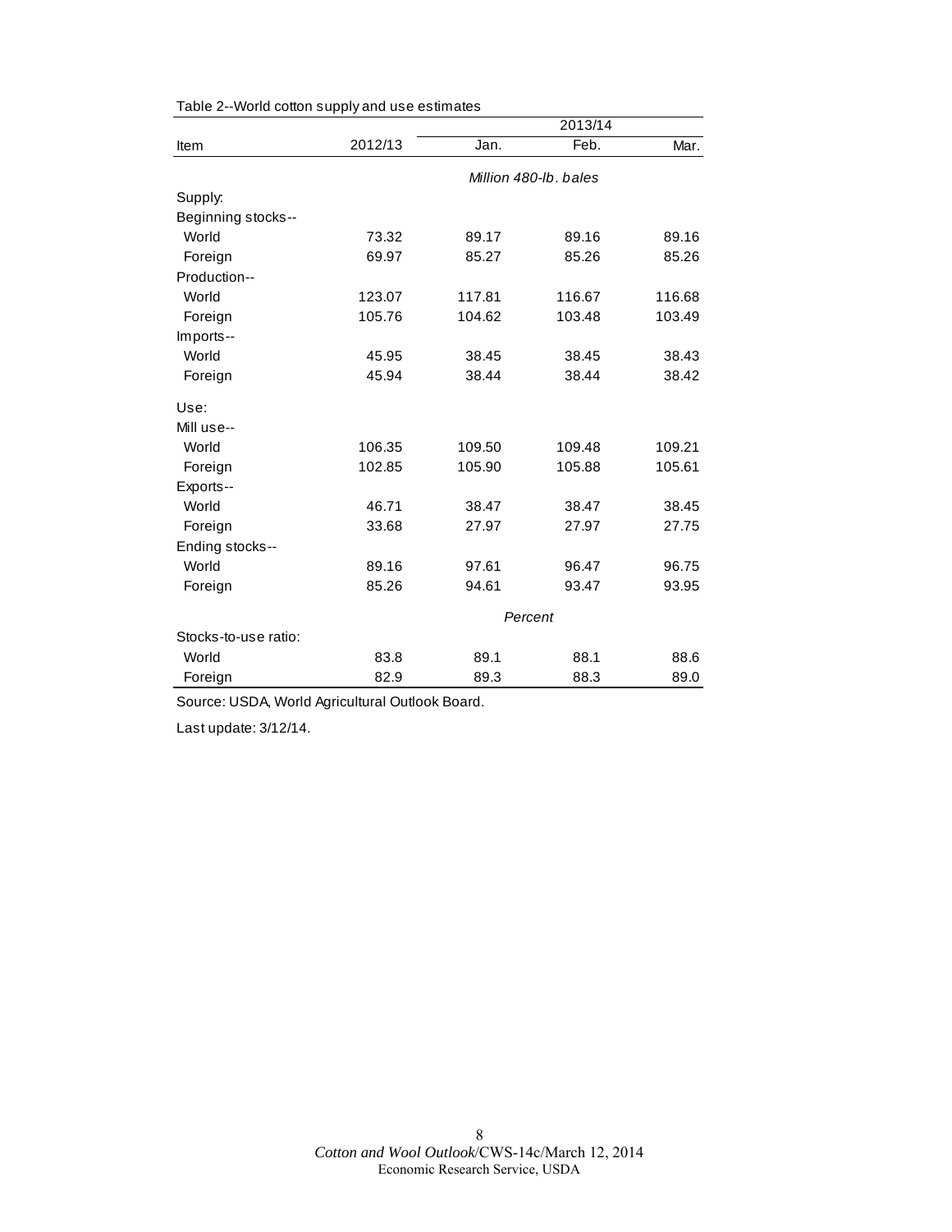Table 2--World cotton supply and use estimates

| Item | 2012/13 | 2013/14 | | |
|---|---|---|---|---|
| | | Jan. | Feb. | Mar. |
| | *Million 480-lb. bales* | | | |
| Supply: | | | | |
| Beginning stocks-- | | | | |
| World | 73.32 | 89.17 | 89.16 | 89.16 |
| Foreign | 69.97 | 85.27 | 85.26 | 85.26 |
| Production-- | | | | |
| World | 123.07 | 117.81 | 116.67 | 116.68 |
| Foreign | 105.76 | 104.62 | 103.48 | 103.49 |
| Imports-- | | | | |
| World | 45.95 | 38.45 | 38.45 | 38.43 |
| Foreign | 45.94 | 38.44 | 38.44 | 38.42 |
| Use: | | | | |
| Mill use-- | | | | |
| World | 106.35 | 109.50 | 109.48 | 109.21 |
| Foreign | 102.85 | 105.90 | 105.88 | 105.61 |
| Exports-- | | | | |
| World | 46.71 | 38.47 | 38.47 | 38.45 |
| Foreign | 33.68 | 27.97 | 27.97 | 27.75 |
| Ending stocks-- | | | | |
| World | 89.16 | 97.61 | 96.47 | 96.75 |
| Foreign | 85.26 | 94.61 | 93.47 | 93.95 |
| | *Percent* | | | |
| Stocks-to-use ratio: | | | | |
| World | 83.8 | 89.1 | 88.1 | 88.6 |
| Foreign | 82.9 | 89.3 | 88.3 | 89.0 |

Source: USDA, World Agricultural Outlook Board.

Last update: 3/12/14.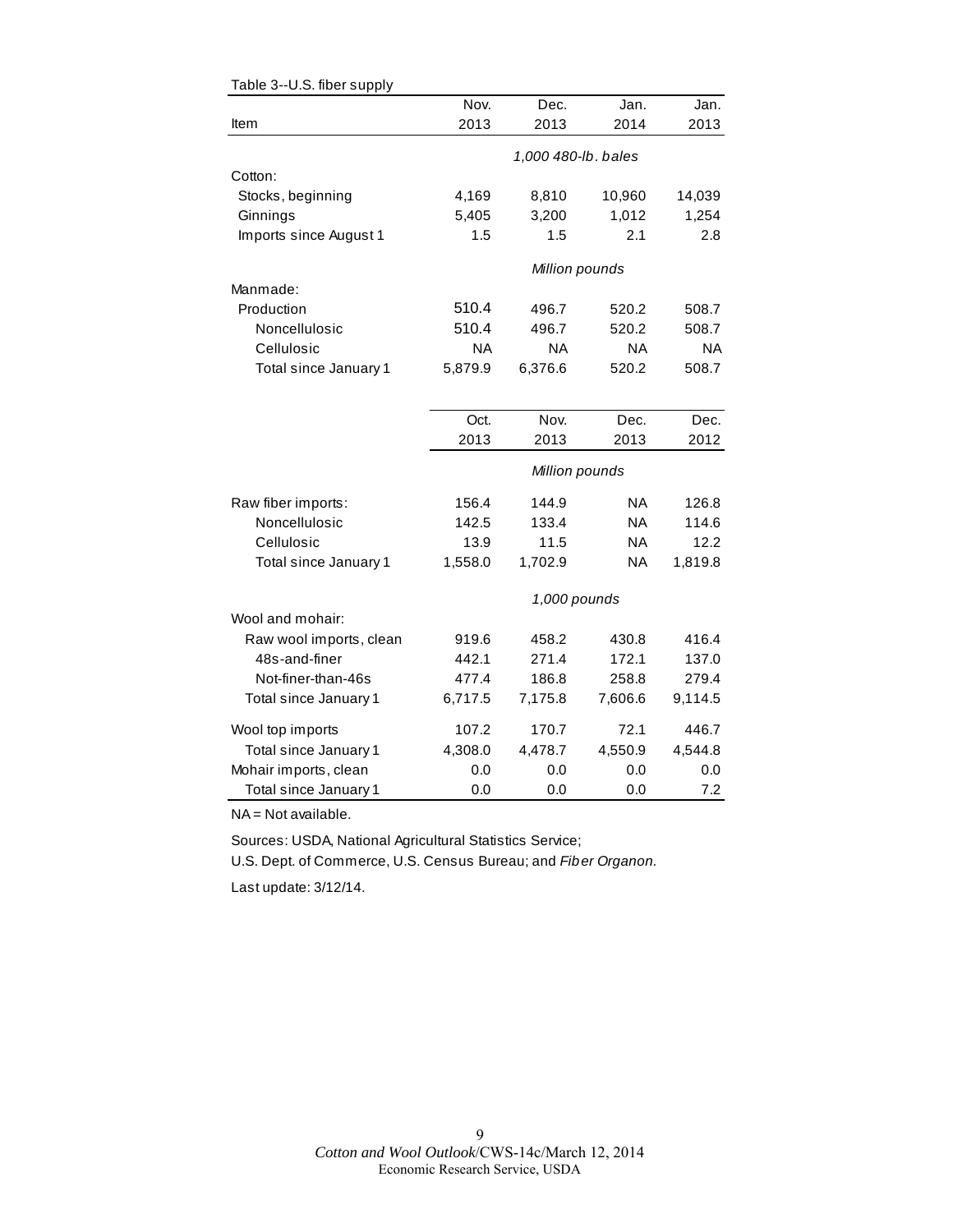Table 3--U.S. fiber supply

| Item | Nov. 2013 | Dec. 2013 | Jan. 2014 | Jan. 2013 |
|---|---|---|---|---|
| | *1,000 480-lb. bales* | | | |
| Cotton: | | | | |
| Stocks, beginning | 4,169 | 8,810 | 10,960 | 14,039 |
| Ginnings | 5,405 | 3,200 | 1,012 | 1,254 |
| Imports since August 1 | 1.5 | 1.5 | 2.1 | 2.8 |
| | *Million pounds* | | | |
| Manmade: | | | | |
| Production | 510.4 | 496.7 | 520.2 | 508.7 |
| Noncellulosic | 510.4 | 496.7 | 520.2 | 508.7 |
| Cellulosic | NA | NA | NA | NA |
| Total since January 1 | 5,879.9 | 6,376.6 | 520.2 | 508.7 |

| Item | Oct. 2013 | Nov. 2013 | Dec. 2013 | Dec. 2012 |
|---|---|---|---|---|
| | *Million pounds* | | | |
| Raw fiber imports: | 156.4 | 144.9 | NA | 126.8 |
| Noncellulosic | 142.5 | 133.4 | NA | 114.6 |
| Cellulosic | 13.9 | 11.5 | NA | 12.2 |
| Total since January 1 | 1,558.0 | 1,702.9 | NA | 1,819.8 |
| | *1,000 pounds* | | | |
| Wool and mohair: | | | | |
| Raw wool imports, clean | 919.6 | 458.2 | 430.8 | 416.4 |
| 48s-and-finer | 442.1 | 271.4 | 172.1 | 137.0 |
| Not-finer-than-46s | 477.4 | 186.8 | 258.8 | 279.4 |
| Total since January 1 | 6,717.5 | 7,175.8 | 7,606.6 | 9,114.5 |
| Wool top imports | 107.2 | 170.7 | 72.1 | 446.7 |
| Total since January 1 | 4,308.0 | 4,478.7 | 4,550.9 | 4,544.8 |
| Mohair imports, clean | 0.0 | 0.0 | 0.0 | 0.0 |
| Total since January 1 | 0.0 | 0.0 | 0.0 | 7.2 |

NA = Not available.

Sources: USDA, National Agricultural Statistics Service;
U.S. Dept. of Commerce, U.S. Census Bureau; and *Fiber Organon.*

Last update: 3/12/14.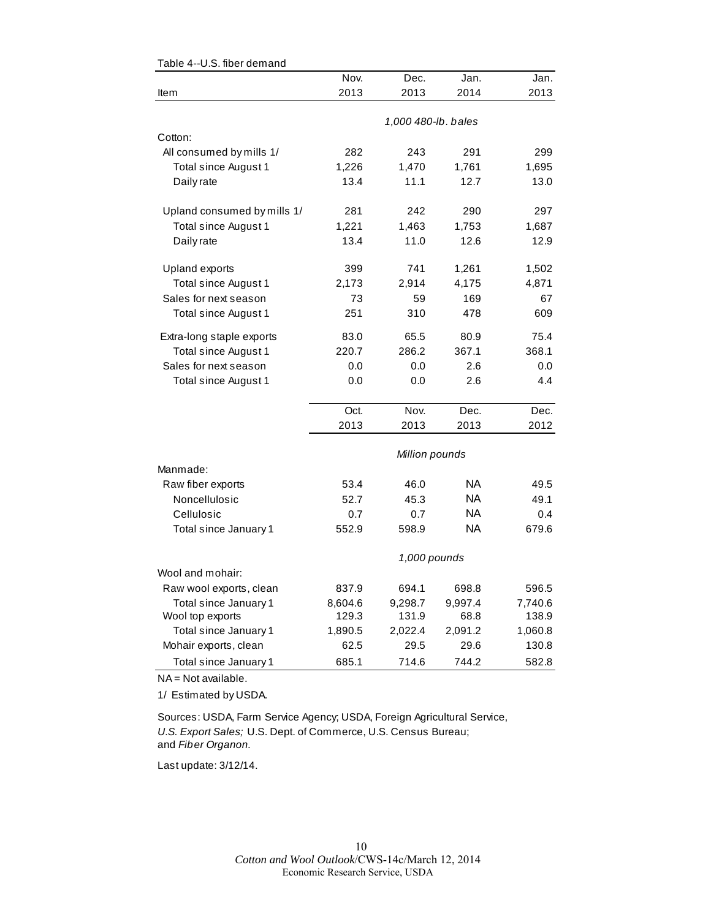Table 4--U.S. fiber demand

| Item | Nov. 2013 | Dec. 2013 | Jan. 2014 | Jan. 2013 |
|---|---|---|---|---|
| | *1,000 480-lb. bales* | | | |
| Cotton: | | | | |
| All consumed by mills 1/ | 282 | 243 | 291 | 299 |
| Total since August 1 | 1,226 | 1,470 | 1,761 | 1,695 |
| Daily rate | 13.4 | 11.1 | 12.7 | 13.0 |
| Upland consumed by mills 1/ | 281 | 242 | 290 | 297 |
| Total since August 1 | 1,221 | 1,463 | 1,753 | 1,687 |
| Daily rate | 13.4 | 11.0 | 12.6 | 12.9 |
| Upland exports | 399 | 741 | 1,261 | 1,502 |
| Total since August 1 | 2,173 | 2,914 | 4,175 | 4,871 |
| Sales for next season | 73 | 59 | 169 | 67 |
| Total since August 1 | 251 | 310 | 478 | 609 |
| Extra-long staple exports | 83.0 | 65.5 | 80.9 | 75.4 |
| Total since August 1 | 220.7 | 286.2 | 367.1 | 368.1 |
| Sales for next season | 0.0 | 0.0 | 2.6 | 0.0 |
| Total since August 1 | 0.0 | 0.0 | 2.6 | 4.4 |
| | **Oct. 2013** | **Nov. 2013** | **Dec. 2013** | **Dec. 2012** |
| | *Million pounds* | | | |
| Manmade: | | | | |
| Raw fiber exports | 53.4 | 46.0 | NA | 49.5 |
| Noncellulosic | 52.7 | 45.3 | NA | 49.1 |
| Cellulosic | 0.7 | 0.7 | NA | 0.4 |
| Total since January 1 | 552.9 | 598.9 | NA | 679.6 |
| | *1,000 pounds* | | | |
| Wool and mohair: | | | | |
| Raw wool exports, clean | 837.9 | 694.1 | 698.8 | 596.5 |
| Total since January 1 | 8,604.6 | 9,298.7 | 9,997.4 | 7,740.6 |
| Wool top exports | 129.3 | 131.9 | 68.8 | 138.9 |
| Total since January 1 | 1,890.5 | 2,022.4 | 2,091.2 | 1,060.8 |
| Mohair exports, clean | 62.5 | 29.5 | 29.6 | 130.8 |
| Total since January 1 | 685.1 | 714.6 | 744.2 | 582.8 |

NA = Not available.

1/ Estimated by USDA.

Sources: USDA, Farm Service Agency; USDA, Foreign Agricultural Service, *U.S. Export Sales;* U.S. Dept. of Commerce, U.S. Census Bureau; and *Fiber Organon.*

Last update: 3/12/14.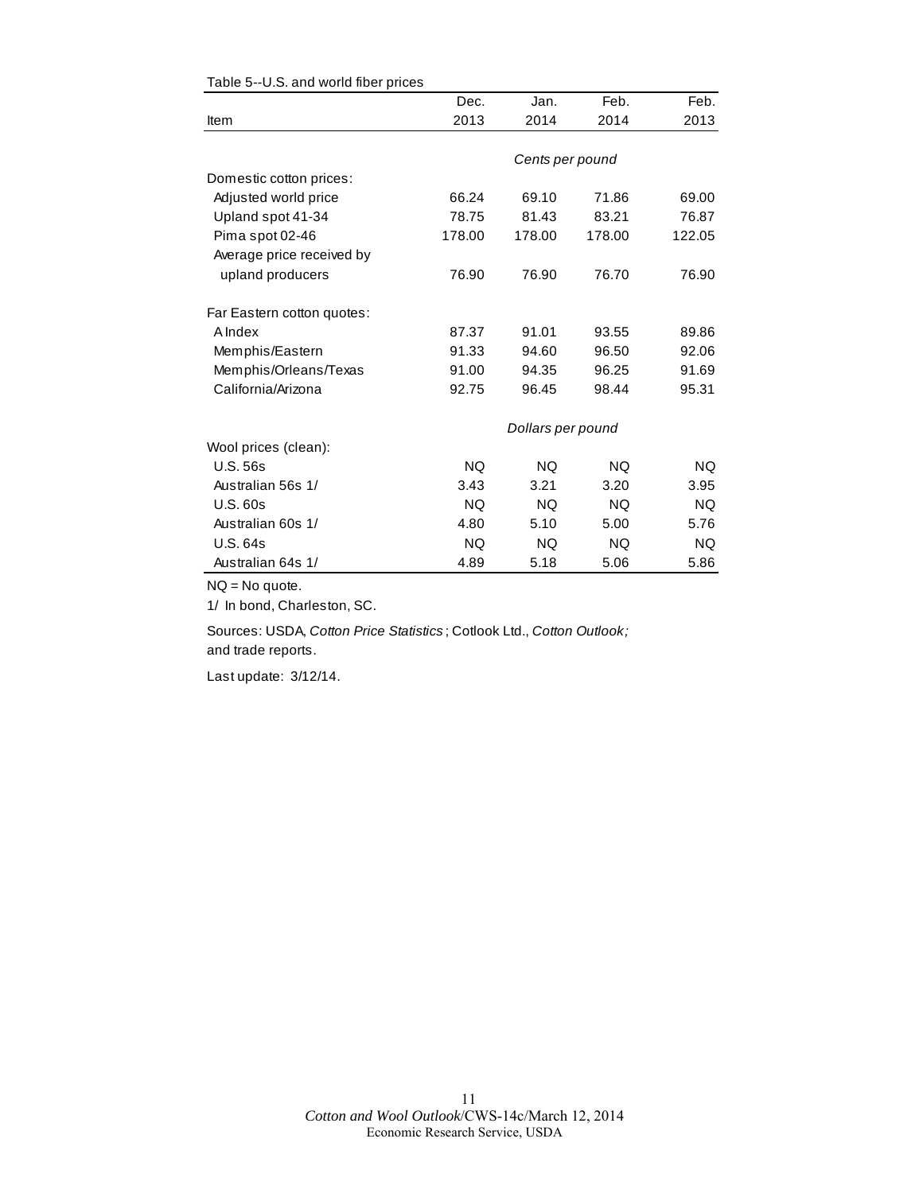Table 5--U.S. and world fiber prices

| Item | Dec. 2013 | Jan. 2014 | Feb. 2014 | Feb. 2013 |
|---|---|---|---|---|
| | *Cents per pound* | | | |
| Domestic cotton prices: | | | | |
| Adjusted world price | 66.24 | 69.10 | 71.86 | 69.00 |
| Upland spot 41-34 | 78.75 | 81.43 | 83.21 | 76.87 |
| Pima spot 02-46 | 178.00 | 178.00 | 178.00 | 122.05 |
| Average price received by upland producers | 76.90 | 76.90 | 76.70 | 76.90 |
| Far Eastern cotton quotes: | | | | |
| A Index | 87.37 | 91.01 | 93.55 | 89.86 |
| Memphis/Eastern | 91.33 | 94.60 | 96.50 | 92.06 |
| Memphis/Orleans/Texas | 91.00 | 94.35 | 96.25 | 91.69 |
| California/Arizona | 92.75 | 96.45 | 98.44 | 95.31 |
| | *Dollars per pound* | | | |
| Wool prices (clean): | | | | |
| U.S. 56s | NQ | NQ | NQ | NQ |
| Australian 56s 1/ | 3.43 | 3.21 | 3.20 | 3.95 |
| U.S. 60s | NQ | NQ | NQ | NQ |
| Australian 60s 1/ | 4.80 | 5.10 | 5.00 | 5.76 |
| U.S. 64s | NQ | NQ | NQ | NQ |
| Australian 64s 1/ | 4.89 | 5.18 | 5.06 | 5.86 |

NQ = No quote.

1/ In bond, Charleston, SC.

Sources: USDA, *Cotton Price Statistics*; Cotlook Ltd., *Cotton Outlook;* and trade reports.

Last update: 3/12/14.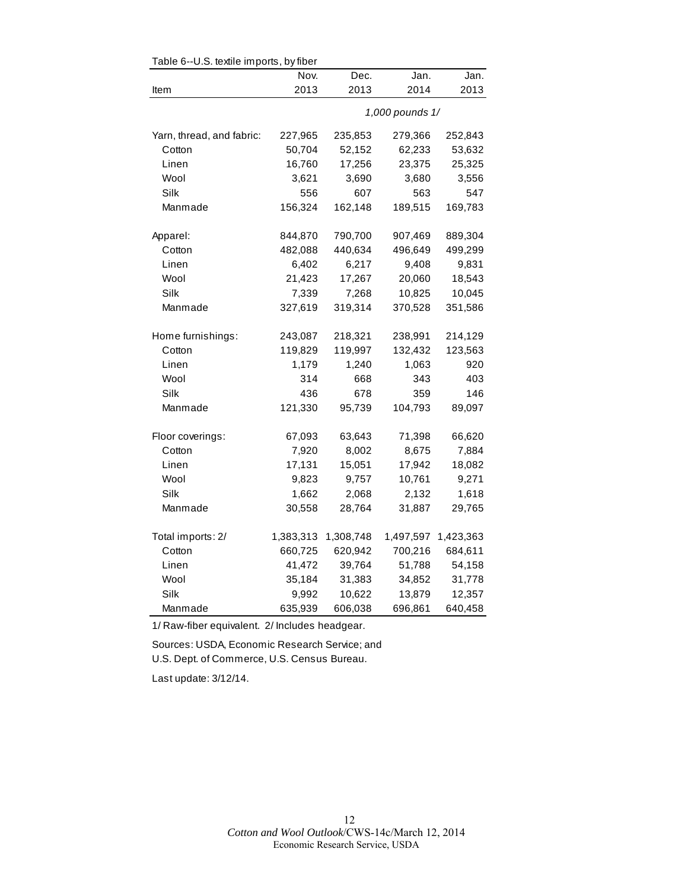Table 6--U.S. textile imports, by fiber

| Item | Nov. 2013 | Dec. 2013 | Jan. 2014 | Jan. 2013 |
|---|---|---|---|---|
| | 1,000 pounds 1/ | | | |
| Yarn, thread, and fabric: | 227,965 | 235,853 | 279,366 | 252,843 |
| Cotton | 50,704 | 52,152 | 62,233 | 53,632 |
| Linen | 16,760 | 17,256 | 23,375 | 25,325 |
| Wool | 3,621 | 3,690 | 3,680 | 3,556 |
| Silk | 556 | 607 | 563 | 547 |
| Manmade | 156,324 | 162,148 | 189,515 | 169,783 |
| Apparel: | 844,870 | 790,700 | 907,469 | 889,304 |
| Cotton | 482,088 | 440,634 | 496,649 | 499,299 |
| Linen | 6,402 | 6,217 | 9,408 | 9,831 |
| Wool | 21,423 | 17,267 | 20,060 | 18,543 |
| Silk | 7,339 | 7,268 | 10,825 | 10,045 |
| Manmade | 327,619 | 319,314 | 370,528 | 351,586 |
| Home furnishings: | 243,087 | 218,321 | 238,991 | 214,129 |
| Cotton | 119,829 | 119,997 | 132,432 | 123,563 |
| Linen | 1,179 | 1,240 | 1,063 | 920 |
| Wool | 314 | 668 | 343 | 403 |
| Silk | 436 | 678 | 359 | 146 |
| Manmade | 121,330 | 95,739 | 104,793 | 89,097 |
| Floor coverings: | 67,093 | 63,643 | 71,398 | 66,620 |
| Cotton | 7,920 | 8,002 | 8,675 | 7,884 |
| Linen | 17,131 | 15,051 | 17,942 | 18,082 |
| Wool | 9,823 | 9,757 | 10,761 | 9,271 |
| Silk | 1,662 | 2,068 | 2,132 | 1,618 |
| Manmade | 30,558 | 28,764 | 31,887 | 29,765 |
| Total imports: 2/ | 1,383,313 | 1,308,748 | 1,497,597 | 1,423,363 |
| Cotton | 660,725 | 620,942 | 700,216 | 684,611 |
| Linen | 41,472 | 39,764 | 51,788 | 54,158 |
| Wool | 35,184 | 31,383 | 34,852 | 31,778 |
| Silk | 9,992 | 10,622 | 13,879 | 12,357 |
| Manmade | 635,939 | 606,038 | 696,861 | 640,458 |

1/ Raw-fiber equivalent. 2/ Includes headgear.

Sources: USDA, Economic Research Service; and U.S. Dept. of Commerce, U.S. Census Bureau.

Last update: 3/12/14.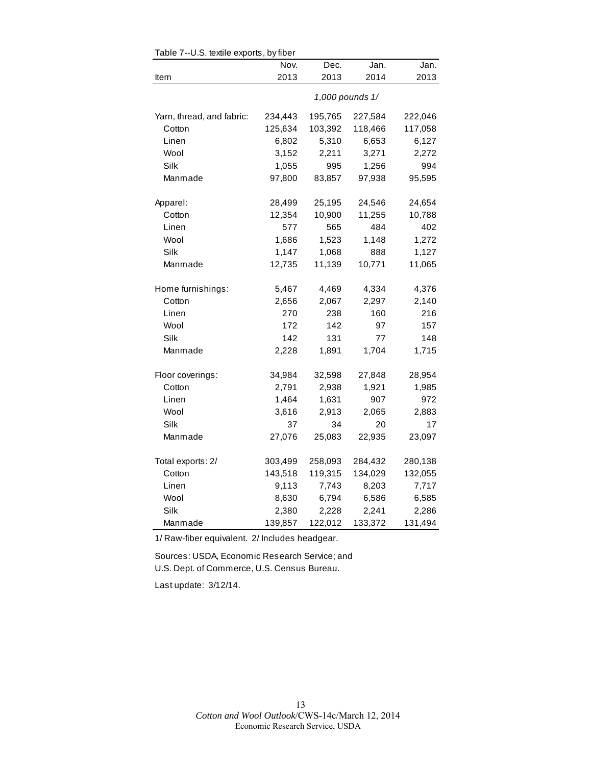Table 7--U.S. textile exports, by fiber

| Item | Nov. 2013 | Dec. 2013 | Jan. 2014 | Jan. 2013 |
|---|---|---|---|---|
| | *1,000 pounds 1/* | | | |
| Yarn, thread, and fabric: | 234,443 | 195,765 | 227,584 | 222,046 |
| Cotton | 125,634 | 103,392 | 118,466 | 117,058 |
| Linen | 6,802 | 5,310 | 6,653 | 6,127 |
| Wool | 3,152 | 2,211 | 3,271 | 2,272 |
| Silk | 1,055 | 995 | 1,256 | 994 |
| Manmade | 97,800 | 83,857 | 97,938 | 95,595 |
| Apparel: | 28,499 | 25,195 | 24,546 | 24,654 |
| Cotton | 12,354 | 10,900 | 11,255 | 10,788 |
| Linen | 577 | 565 | 484 | 402 |
| Wool | 1,686 | 1,523 | 1,148 | 1,272 |
| Silk | 1,147 | 1,068 | 888 | 1,127 |
| Manmade | 12,735 | 11,139 | 10,771 | 11,065 |
| Home furnishings: | 5,467 | 4,469 | 4,334 | 4,376 |
| Cotton | 2,656 | 2,067 | 2,297 | 2,140 |
| Linen | 270 | 238 | 160 | 216 |
| Wool | 172 | 142 | 97 | 157 |
| Silk | 142 | 131 | 77 | 148 |
| Manmade | 2,228 | 1,891 | 1,704 | 1,715 |
| Floor coverings: | 34,984 | 32,598 | 27,848 | 28,954 |
| Cotton | 2,791 | 2,938 | 1,921 | 1,985 |
| Linen | 1,464 | 1,631 | 907 | 972 |
| Wool | 3,616 | 2,913 | 2,065 | 2,883 |
| Silk | 37 | 34 | 20 | 17 |
| Manmade | 27,076 | 25,083 | 22,935 | 23,097 |
| Total exports: 2/ | 303,499 | 258,093 | 284,432 | 280,138 |
| Cotton | 143,518 | 119,315 | 134,029 | 132,055 |
| Linen | 9,113 | 7,743 | 8,203 | 7,717 |
| Wool | 8,630 | 6,794 | 6,586 | 6,585 |
| Silk | 2,380 | 2,228 | 2,241 | 2,286 |
| Manmade | 139,857 | 122,012 | 133,372 | 131,494 |

1/ Raw-fiber equivalent. 2/ Includes headgear.

Sources: USDA, Economic Research Service; and U.S. Dept. of Commerce, U.S. Census Bureau.

Last update: 3/12/14.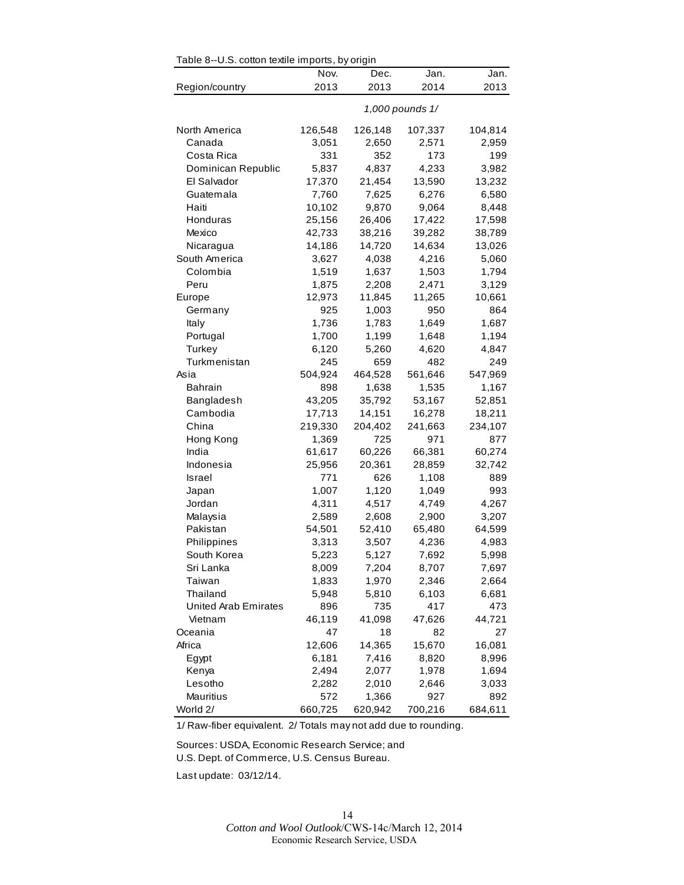Table 8--U.S. cotton textile imports, by origin

| Region/country | Nov. 2013 | Dec. 2013 | Jan. 2014 | Jan. 2013 |
|---|---|---|---|---|
| | *1,000 pounds 1/* | | | |
| North America | 126,548 | 126,148 | 107,337 | 104,814 |
| Canada | 3,051 | 2,650 | 2,571 | 2,959 |
| Costa Rica | 331 | 352 | 173 | 199 |
| Dominican Republic | 5,837 | 4,837 | 4,233 | 3,982 |
| El Salvador | 17,370 | 21,454 | 13,590 | 13,232 |
| Guatemala | 7,760 | 7,625 | 6,276 | 6,580 |
| Haiti | 10,102 | 9,870 | 9,064 | 8,448 |
| Honduras | 25,156 | 26,406 | 17,422 | 17,598 |
| Mexico | 42,733 | 38,216 | 39,282 | 38,789 |
| Nicaragua | 14,186 | 14,720 | 14,634 | 13,026 |
| South America | 3,627 | 4,038 | 4,216 | 5,060 |
| Colombia | 1,519 | 1,637 | 1,503 | 1,794 |
| Peru | 1,875 | 2,208 | 2,471 | 3,129 |
| Europe | 12,973 | 11,845 | 11,265 | 10,661 |
| Germany | 925 | 1,003 | 950 | 864 |
| Italy | 1,736 | 1,783 | 1,649 | 1,687 |
| Portugal | 1,700 | 1,199 | 1,648 | 1,194 |
| Turkey | 6,120 | 5,260 | 4,620 | 4,847 |
| Turkmenistan | 245 | 659 | 482 | 249 |
| Asia | 504,924 | 464,528 | 561,646 | 547,969 |
| Bahrain | 898 | 1,638 | 1,535 | 1,167 |
| Bangladesh | 43,205 | 35,792 | 53,167 | 52,851 |
| Cambodia | 17,713 | 14,151 | 16,278 | 18,211 |
| China | 219,330 | 204,402 | 241,663 | 234,107 |
| Hong Kong | 1,369 | 725 | 971 | 877 |
| India | 61,617 | 60,226 | 66,381 | 60,274 |
| Indonesia | 25,956 | 20,361 | 28,859 | 32,742 |
| Israel | 771 | 626 | 1,108 | 889 |
| Japan | 1,007 | 1,120 | 1,049 | 993 |
| Jordan | 4,311 | 4,517 | 4,749 | 4,267 |
| Malaysia | 2,589 | 2,608 | 2,900 | 3,207 |
| Pakistan | 54,501 | 52,410 | 65,480 | 64,599 |
| Philippines | 3,313 | 3,507 | 4,236 | 4,983 |
| South Korea | 5,223 | 5,127 | 7,692 | 5,998 |
| Sri Lanka | 8,009 | 7,204 | 8,707 | 7,697 |
| Taiwan | 1,833 | 1,970 | 2,346 | 2,664 |
| Thailand | 5,948 | 5,810 | 6,103 | 6,681 |
| United Arab Emirates | 896 | 735 | 417 | 473 |
| Vietnam | 46,119 | 41,098 | 47,626 | 44,721 |
| Oceania | 47 | 18 | 82 | 27 |
| Africa | 12,606 | 14,365 | 15,670 | 16,081 |
| Egypt | 6,181 | 7,416 | 8,820 | 8,996 |
| Kenya | 2,494 | 2,077 | 1,978 | 1,694 |
| Lesotho | 2,282 | 2,010 | 2,646 | 3,033 |
| Mauritius | 572 | 1,366 | 927 | 892 |
| World 2/ | 660,725 | 620,942 | 700,216 | 684,611 |

1/ Raw-fiber equivalent. 2/ Totals may not add due to rounding.

Sources: USDA, Economic Research Service; and U.S. Dept. of Commerce, U.S. Census Bureau.

Last update: 03/12/14.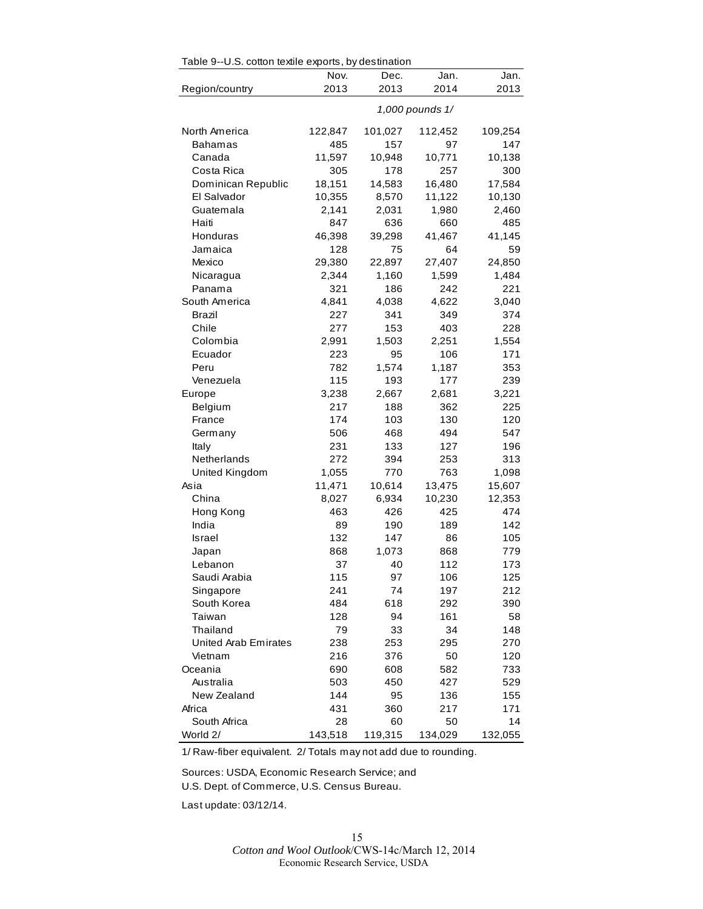Table 9--U.S. cotton textile exports, by destination

| Region/country | Nov. 2013 | Dec. 2013 | Jan. 2014 | Jan. 2013 |
|---|---|---|---|---|
| | | *1,000 pounds 1/* | | |
| North America | 122,847 | 101,027 | 112,452 | 109,254 |
| Bahamas | 485 | 157 | 97 | 147 |
| Canada | 11,597 | 10,948 | 10,771 | 10,138 |
| Costa Rica | 305 | 178 | 257 | 300 |
| Dominican Republic | 18,151 | 14,583 | 16,480 | 17,584 |
| El Salvador | 10,355 | 8,570 | 11,122 | 10,130 |
| Guatemala | 2,141 | 2,031 | 1,980 | 2,460 |
| Haiti | 847 | 636 | 660 | 485 |
| Honduras | 46,398 | 39,298 | 41,467 | 41,145 |
| Jamaica | 128 | 75 | 64 | 59 |
| Mexico | 29,380 | 22,897 | 27,407 | 24,850 |
| Nicaragua | 2,344 | 1,160 | 1,599 | 1,484 |
| Panama | 321 | 186 | 242 | 221 |
| South America | 4,841 | 4,038 | 4,622 | 3,040 |
| Brazil | 227 | 341 | 349 | 374 |
| Chile | 277 | 153 | 403 | 228 |
| Colombia | 2,991 | 1,503 | 2,251 | 1,554 |
| Ecuador | 223 | 95 | 106 | 171 |
| Peru | 782 | 1,574 | 1,187 | 353 |
| Venezuela | 115 | 193 | 177 | 239 |
| Europe | 3,238 | 2,667 | 2,681 | 3,221 |
| Belgium | 217 | 188 | 362 | 225 |
| France | 174 | 103 | 130 | 120 |
| Germany | 506 | 468 | 494 | 547 |
| Italy | 231 | 133 | 127 | 196 |
| Netherlands | 272 | 394 | 253 | 313 |
| United Kingdom | 1,055 | 770 | 763 | 1,098 |
| Asia | 11,471 | 10,614 | 13,475 | 15,607 |
| China | 8,027 | 6,934 | 10,230 | 12,353 |
| Hong Kong | 463 | 426 | 425 | 474 |
| India | 89 | 190 | 189 | 142 |
| Israel | 132 | 147 | 86 | 105 |
| Japan | 868 | 1,073 | 868 | 779 |
| Lebanon | 37 | 40 | 112 | 173 |
| Saudi Arabia | 115 | 97 | 106 | 125 |
| Singapore | 241 | 74 | 197 | 212 |
| South Korea | 484 | 618 | 292 | 390 |
| Taiwan | 128 | 94 | 161 | 58 |
| Thailand | 79 | 33 | 34 | 148 |
| United Arab Emirates | 238 | 253 | 295 | 270 |
| Vietnam | 216 | 376 | 50 | 120 |
| Oceania | 690 | 608 | 582 | 733 |
| Australia | 503 | 450 | 427 | 529 |
| New Zealand | 144 | 95 | 136 | 155 |
| Africa | 431 | 360 | 217 | 171 |
| South Africa | 28 | 60 | 50 | 14 |
| World 2/ | 143,518 | 119,315 | 134,029 | 132,055 |

1/ Raw-fiber equivalent. 2/ Totals may not add due to rounding.

Sources: USDA, Economic Research Service; and
U.S. Dept. of Commerce, U.S. Census Bureau.

Last update: 03/12/14.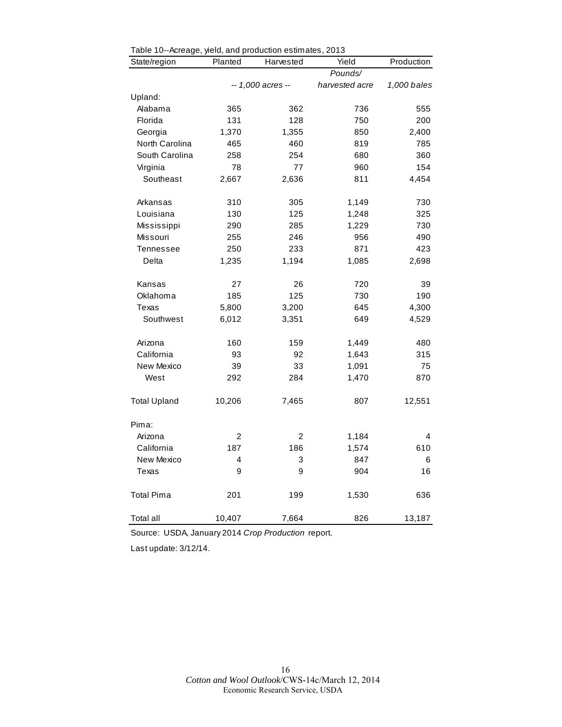Table 10--Acreage, yield, and production estimates, 2013

| State/region | Planted | Harvested | Yield | Production |
|---|---|---|---|---|
| | | | *Pounds/* | |
| | *-- 1,000 acres --* | | *harvested acre* | *1,000 bales* |
| Upland: | | | | |
| Alabama | 365 | 362 | 736 | 555 |
| Florida | 131 | 128 | 750 | 200 |
| Georgia | 1,370 | 1,355 | 850 | 2,400 |
| North Carolina | 465 | 460 | 819 | 785 |
| South Carolina | 258 | 254 | 680 | 360 |
| Virginia | 78 | 77 | 960 | 154 |
| Southeast | 2,667 | 2,636 | 811 | 4,454 |
| | | | | |
| Arkansas | 310 | 305 | 1,149 | 730 |
| Louisiana | 130 | 125 | 1,248 | 325 |
| Mississippi | 290 | 285 | 1,229 | 730 |
| Missouri | 255 | 246 | 956 | 490 |
| Tennessee | 250 | 233 | 871 | 423 |
| Delta | 1,235 | 1,194 | 1,085 | 2,698 |
| | | | | |
| Kansas | 27 | 26 | 720 | 39 |
| Oklahoma | 185 | 125 | 730 | 190 |
| Texas | 5,800 | 3,200 | 645 | 4,300 |
| Southwest | 6,012 | 3,351 | 649 | 4,529 |
| | | | | |
| Arizona | 160 | 159 | 1,449 | 480 |
| California | 93 | 92 | 1,643 | 315 |
| New Mexico | 39 | 33 | 1,091 | 75 |
| West | 292 | 284 | 1,470 | 870 |
| | | | | |
| Total Upland | 10,206 | 7,465 | 807 | 12,551 |
| | | | | |
| Pima: | | | | |
| Arizona | 2 | 2 | 1,184 | 4 |
| California | 187 | 186 | 1,574 | 610 |
| New Mexico | 4 | 3 | 847 | 6 |
| Texas | 9 | 9 | 904 | 16 |
| | | | | |
| Total Pima | 201 | 199 | 1,530 | 636 |
| | | | | |
| Total all | 10,407 | 7,664 | 826 | 13,187 |

Source: USDA, January 2014 *Crop Production* report.

Last update: 3/12/14.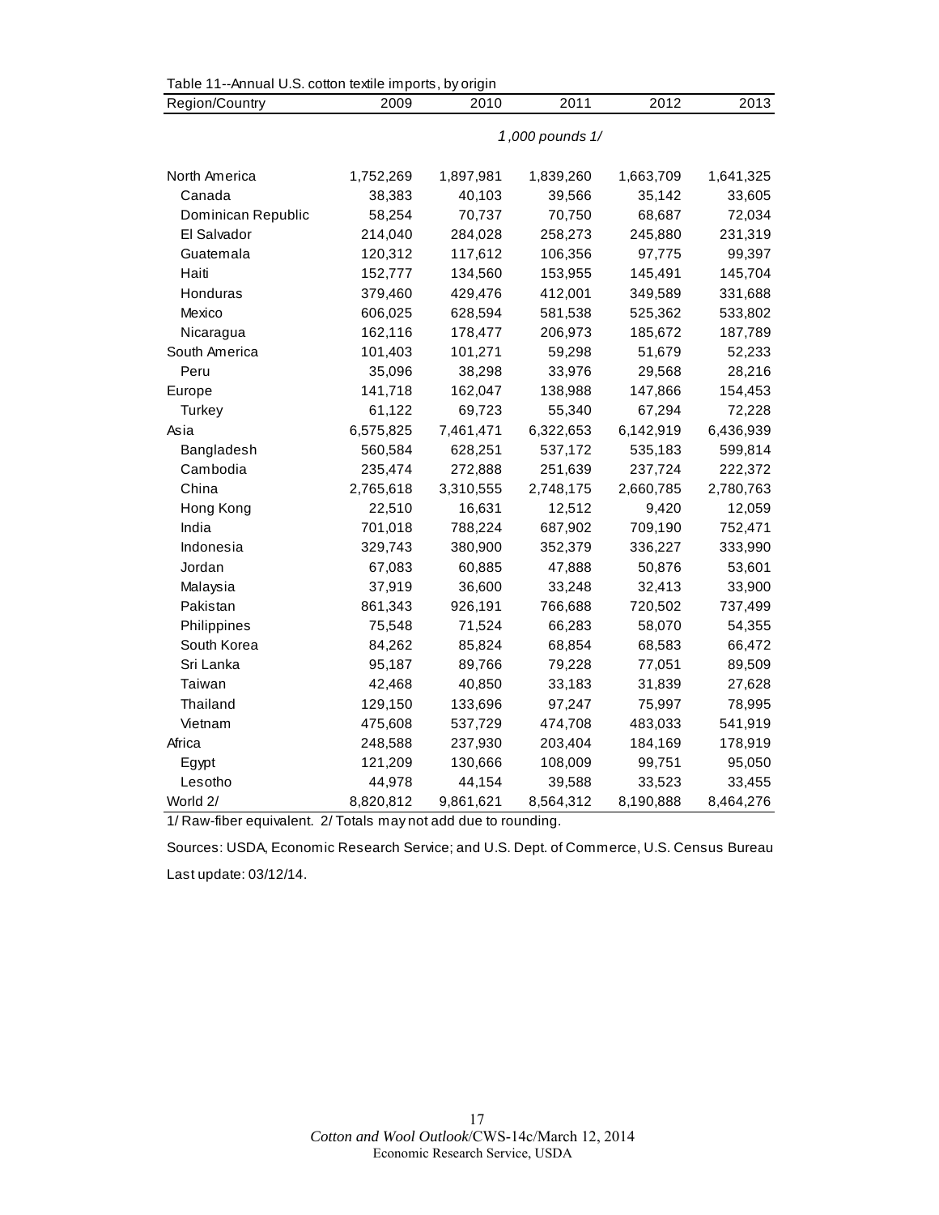Table 11--Annual U.S. cotton textile imports, by origin

| Region/Country | 2009 | 2010 | 2011 | 2012 | 2013 |
|---|---|---|---|---|---|
| | *1,000 pounds 1/* | | | | |
| North America | 1,752,269 | 1,897,981 | 1,839,260 | 1,663,709 | 1,641,325 |
| Canada | 38,383 | 40,103 | 39,566 | 35,142 | 33,605 |
| Dominican Republic | 58,254 | 70,737 | 70,750 | 68,687 | 72,034 |
| El Salvador | 214,040 | 284,028 | 258,273 | 245,880 | 231,319 |
| Guatemala | 120,312 | 117,612 | 106,356 | 97,775 | 99,397 |
| Haiti | 152,777 | 134,560 | 153,955 | 145,491 | 145,704 |
| Honduras | 379,460 | 429,476 | 412,001 | 349,589 | 331,688 |
| Mexico | 606,025 | 628,594 | 581,538 | 525,362 | 533,802 |
| Nicaragua | 162,116 | 178,477 | 206,973 | 185,672 | 187,789 |
| South America | 101,403 | 101,271 | 59,298 | 51,679 | 52,233 |
| Peru | 35,096 | 38,298 | 33,976 | 29,568 | 28,216 |
| Europe | 141,718 | 162,047 | 138,988 | 147,866 | 154,453 |
| Turkey | 61,122 | 69,723 | 55,340 | 67,294 | 72,228 |
| Asia | 6,575,825 | 7,461,471 | 6,322,653 | 6,142,919 | 6,436,939 |
| Bangladesh | 560,584 | 628,251 | 537,172 | 535,183 | 599,814 |
| Cambodia | 235,474 | 272,888 | 251,639 | 237,724 | 222,372 |
| China | 2,765,618 | 3,310,555 | 2,748,175 | 2,660,785 | 2,780,763 |
| Hong Kong | 22,510 | 16,631 | 12,512 | 9,420 | 12,059 |
| India | 701,018 | 788,224 | 687,902 | 709,190 | 752,471 |
| Indonesia | 329,743 | 380,900 | 352,379 | 336,227 | 333,990 |
| Jordan | 67,083 | 60,885 | 47,888 | 50,876 | 53,601 |
| Malaysia | 37,919 | 36,600 | 33,248 | 32,413 | 33,900 |
| Pakistan | 861,343 | 926,191 | 766,688 | 720,502 | 737,499 |
| Philippines | 75,548 | 71,524 | 66,283 | 58,070 | 54,355 |
| South Korea | 84,262 | 85,824 | 68,854 | 68,583 | 66,472 |
| Sri Lanka | 95,187 | 89,766 | 79,228 | 77,051 | 89,509 |
| Taiwan | 42,468 | 40,850 | 33,183 | 31,839 | 27,628 |
| Thailand | 129,150 | 133,696 | 97,247 | 75,997 | 78,995 |
| Vietnam | 475,608 | 537,729 | 474,708 | 483,033 | 541,919 |
| Africa | 248,588 | 237,930 | 203,404 | 184,169 | 178,919 |
| Egypt | 121,209 | 130,666 | 108,009 | 99,751 | 95,050 |
| Lesotho | 44,978 | 44,154 | 39,588 | 33,523 | 33,455 |
| World 2/ | 8,820,812 | 9,861,621 | 8,564,312 | 8,190,888 | 8,464,276 |

1/ Raw-fiber equivalent. 2/ Totals may not add due to rounding.

Sources: USDA, Economic Research Service; and U.S. Dept. of Commerce, U.S. Census Bureau

Last update: 03/12/14.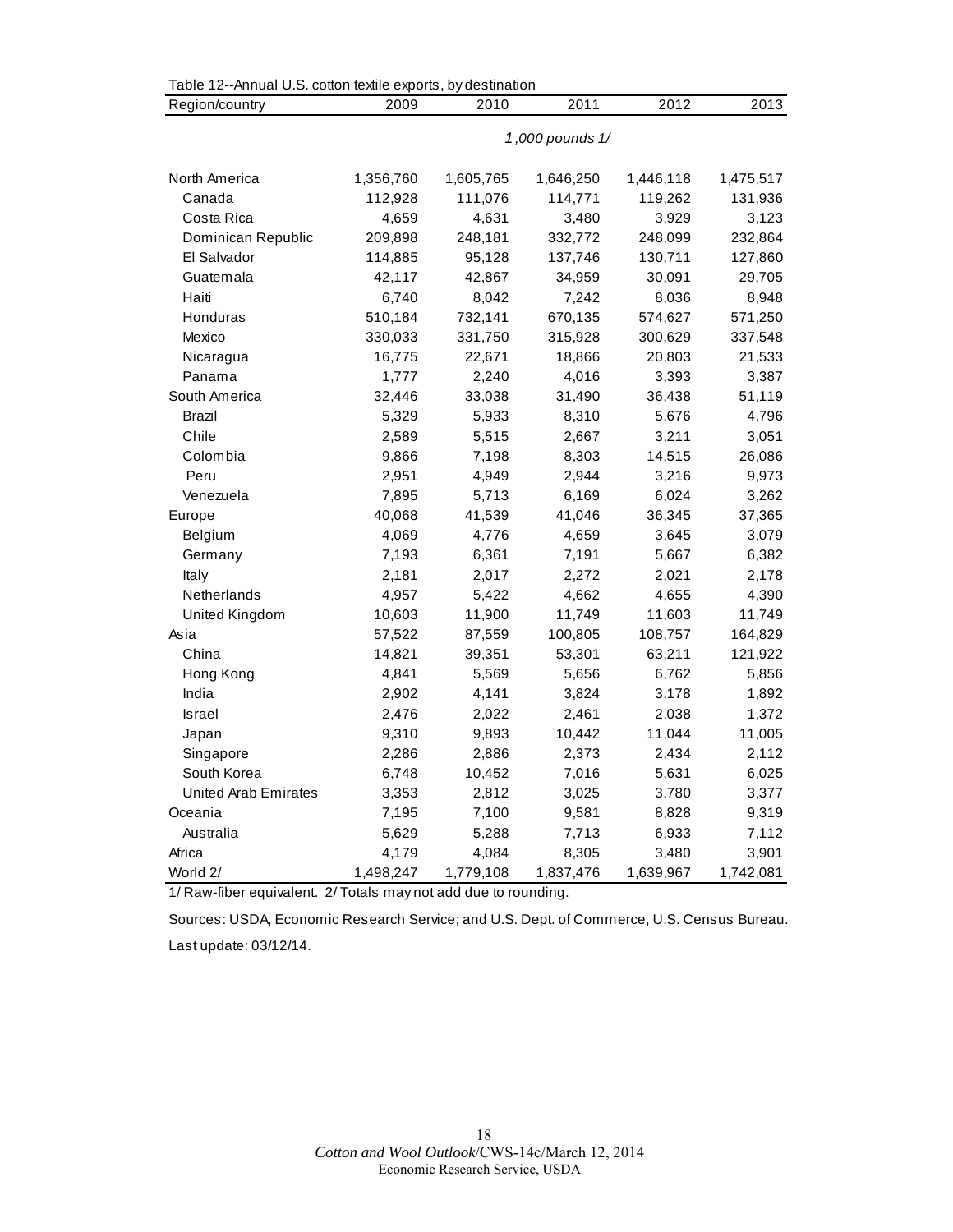Table 12--Annual U.S. cotton textile exports, by destination

| Region/country | 2009 | 2010 | 2011 | 2012 | 2013 |
|---|---|---|---|---|---|
| | | | *1,000 pounds 1/* | | |
| North America | 1,356,760 | 1,605,765 | 1,646,250 | 1,446,118 | 1,475,517 |
| Canada | 112,928 | 111,076 | 114,771 | 119,262 | 131,936 |
| Costa Rica | 4,659 | 4,631 | 3,480 | 3,929 | 3,123 |
| Dominican Republic | 209,898 | 248,181 | 332,772 | 248,099 | 232,864 |
| El Salvador | 114,885 | 95,128 | 137,746 | 130,711 | 127,860 |
| Guatemala | 42,117 | 42,867 | 34,959 | 30,091 | 29,705 |
| Haiti | 6,740 | 8,042 | 7,242 | 8,036 | 8,948 |
| Honduras | 510,184 | 732,141 | 670,135 | 574,627 | 571,250 |
| Mexico | 330,033 | 331,750 | 315,928 | 300,629 | 337,548 |
| Nicaragua | 16,775 | 22,671 | 18,866 | 20,803 | 21,533 |
| Panama | 1,777 | 2,240 | 4,016 | 3,393 | 3,387 |
| South America | 32,446 | 33,038 | 31,490 | 36,438 | 51,119 |
| Brazil | 5,329 | 5,933 | 8,310 | 5,676 | 4,796 |
| Chile | 2,589 | 5,515 | 2,667 | 3,211 | 3,051 |
| Colombia | 9,866 | 7,198 | 8,303 | 14,515 | 26,086 |
| Peru | 2,951 | 4,949 | 2,944 | 3,216 | 9,973 |
| Venezuela | 7,895 | 5,713 | 6,169 | 6,024 | 3,262 |
| Europe | 40,068 | 41,539 | 41,046 | 36,345 | 37,365 |
| Belgium | 4,069 | 4,776 | 4,659 | 3,645 | 3,079 |
| Germany | 7,193 | 6,361 | 7,191 | 5,667 | 6,382 |
| Italy | 2,181 | 2,017 | 2,272 | 2,021 | 2,178 |
| Netherlands | 4,957 | 5,422 | 4,662 | 4,655 | 4,390 |
| United Kingdom | 10,603 | 11,900 | 11,749 | 11,603 | 11,749 |
| Asia | 57,522 | 87,559 | 100,805 | 108,757 | 164,829 |
| China | 14,821 | 39,351 | 53,301 | 63,211 | 121,922 |
| Hong Kong | 4,841 | 5,569 | 5,656 | 6,762 | 5,856 |
| India | 2,902 | 4,141 | 3,824 | 3,178 | 1,892 |
| Israel | 2,476 | 2,022 | 2,461 | 2,038 | 1,372 |
| Japan | 9,310 | 9,893 | 10,442 | 11,044 | 11,005 |
| Singapore | 2,286 | 2,886 | 2,373 | 2,434 | 2,112 |
| South Korea | 6,748 | 10,452 | 7,016 | 5,631 | 6,025 |
| United Arab Emirates | 3,353 | 2,812 | 3,025 | 3,780 | 3,377 |
| Oceania | 7,195 | 7,100 | 9,581 | 8,828 | 9,319 |
| Australia | 5,629 | 5,288 | 7,713 | 6,933 | 7,112 |
| Africa | 4,179 | 4,084 | 8,305 | 3,480 | 3,901 |
| World 2/ | 1,498,247 | 1,779,108 | 1,837,476 | 1,639,967 | 1,742,081 |

1/ Raw-fiber equivalent. 2/ Totals may not add due to rounding.

Sources: USDA, Economic Research Service; and U.S. Dept. of Commerce, U.S. Census Bureau.

Last update: 03/12/14.